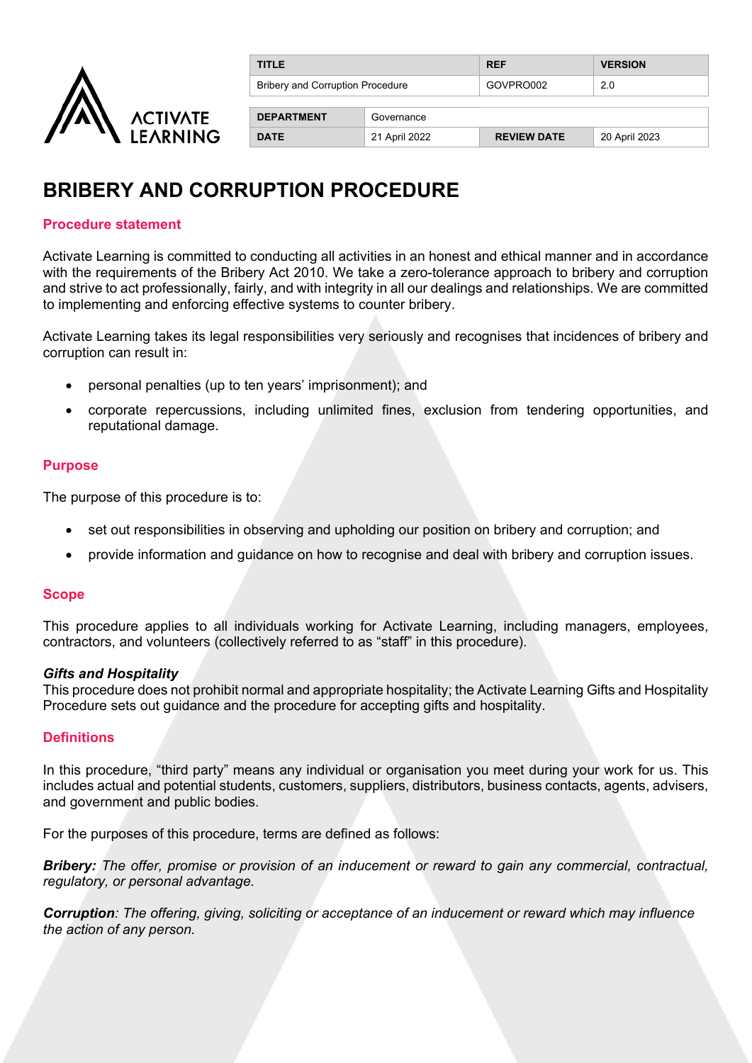| TITLE | | REF | VERSION |
| --- | --- | --- | --- |
| Bribery and Corruption Procedure | | GOVPRO002 | 2.0 |
| DEPARTMENT | Governance | | |
| DATE | 21 April 2022 | REVIEW DATE | 20 April 2023 |

# BRIBERY AND CORRUPTION PROCEDURE

## Procedure statement

Activate Learning is committed to conducting all activities in an honest and ethical manner and in accordance with the requirements of the Bribery Act 2010. We take a zero-tolerance approach to bribery and corruption and strive to act professionally, fairly, and with integrity in all our dealings and relationships. We are committed to implementing and enforcing effective systems to counter bribery.

Activate Learning takes its legal responsibilities very seriously and recognises that incidences of bribery and corruption can result in:

- personal penalties (up to ten years' imprisonment); and
- corporate repercussions, including unlimited fines, exclusion from tendering opportunities, and reputational damage.

## Purpose

The purpose of this procedure is to:

- set out responsibilities in observing and upholding our position on bribery and corruption; and
- provide information and guidance on how to recognise and deal with bribery and corruption issues.

## Scope

This procedure applies to all individuals working for Activate Learning, including managers, employees, contractors, and volunteers (collectively referred to as "staff" in this procedure).

***Gifts and Hospitality***
This procedure does not prohibit normal and appropriate hospitality; the Activate Learning Gifts and Hospitality Procedure sets out guidance and the procedure for accepting gifts and hospitality.

## Definitions

In this procedure, "third party" means any individual or organisation you meet during your work for us. This includes actual and potential students, customers, suppliers, distributors, business contacts, agents, advisers, and government and public bodies.

For the purposes of this procedure, terms are defined as follows:

***Bribery:*** *The offer, promise or provision of an inducement or reward to gain any commercial, contractual, regulatory, or personal advantage.*

***Corruption****: The offering, giving, soliciting or acceptance of an inducement or reward which may influence the action of any person.*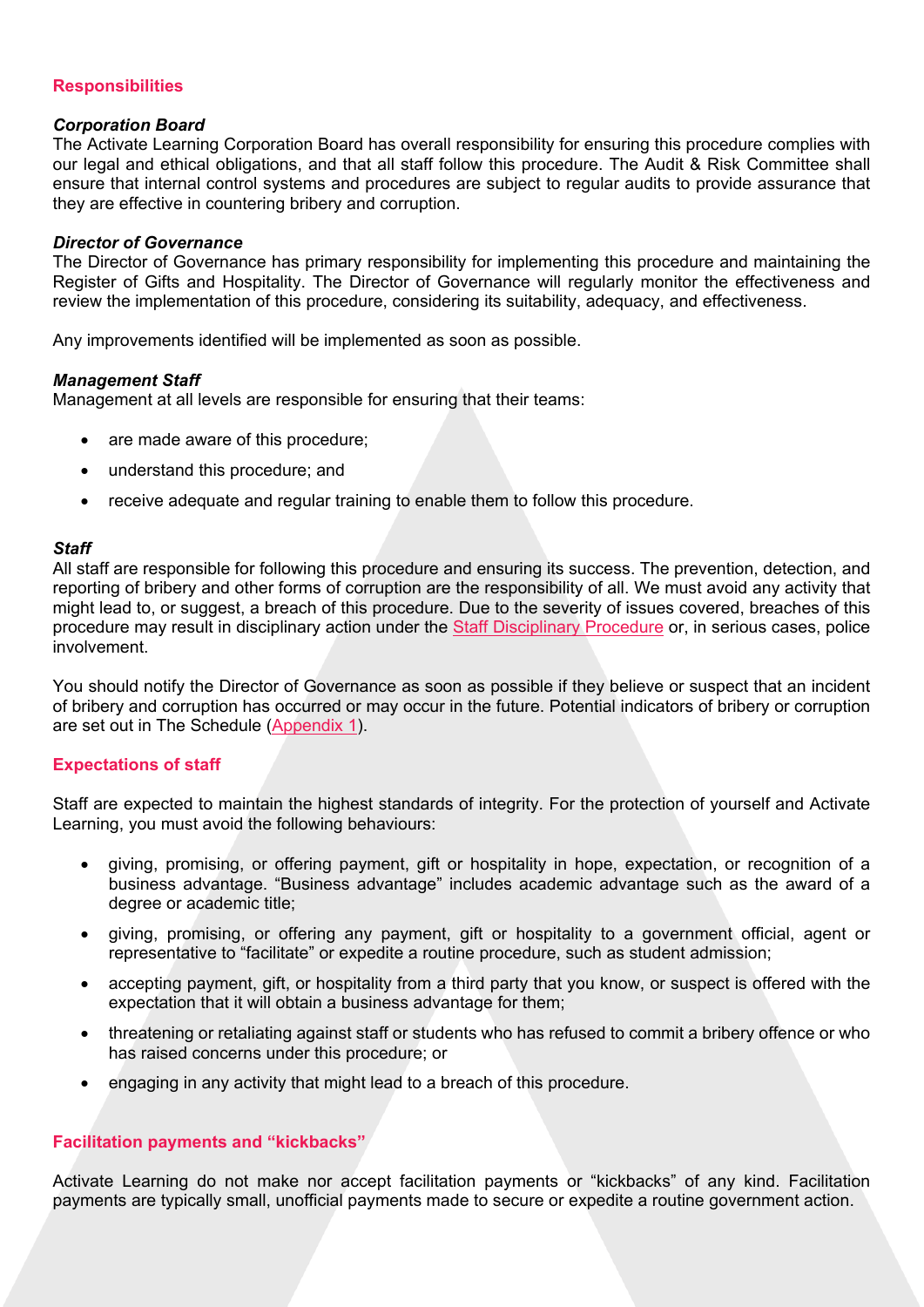## Responsibilities

### *Corporation Board*

The Activate Learning Corporation Board has overall responsibility for ensuring this procedure complies with our legal and ethical obligations, and that all staff follow this procedure. The Audit & Risk Committee shall ensure that internal control systems and procedures are subject to regular audits to provide assurance that they are effective in countering bribery and corruption.

### *Director of Governance*

The Director of Governance has primary responsibility for implementing this procedure and maintaining the Register of Gifts and Hospitality. The Director of Governance will regularly monitor the effectiveness and review the implementation of this procedure, considering its suitability, adequacy, and effectiveness.

Any improvements identified will be implemented as soon as possible.

### *Management Staff*

Management at all levels are responsible for ensuring that their teams:

- are made aware of this procedure;
- understand this procedure; and
- receive adequate and regular training to enable them to follow this procedure.

### *Staff*

All staff are responsible for following this procedure and ensuring its success. The prevention, detection, and reporting of bribery and other forms of corruption are the responsibility of all. We must avoid any activity that might lead to, or suggest, a breach of this procedure. Due to the severity of issues covered, breaches of this procedure may result in disciplinary action under the Staff Disciplinary Procedure or, in serious cases, police involvement.

You should notify the Director of Governance as soon as possible if they believe or suspect that an incident of bribery and corruption has occurred or may occur in the future. Potential indicators of bribery or corruption are set out in The Schedule (Appendix 1).

## Expectations of staff

Staff are expected to maintain the highest standards of integrity. For the protection of yourself and Activate Learning, you must avoid the following behaviours:

- giving, promising, or offering payment, gift or hospitality in hope, expectation, or recognition of a business advantage. “Business advantage” includes academic advantage such as the award of a degree or academic title;
- giving, promising, or offering any payment, gift or hospitality to a government official, agent or representative to “facilitate” or expedite a routine procedure, such as student admission;
- accepting payment, gift, or hospitality from a third party that you know, or suspect is offered with the expectation that it will obtain a business advantage for them;
- threatening or retaliating against staff or students who has refused to commit a bribery offence or who has raised concerns under this procedure; or
- engaging in any activity that might lead to a breach of this procedure.

## Facilitation payments and “kickbacks”

Activate Learning do not make nor accept facilitation payments or “kickbacks” of any kind. Facilitation payments are typically small, unofficial payments made to secure or expedite a routine government action.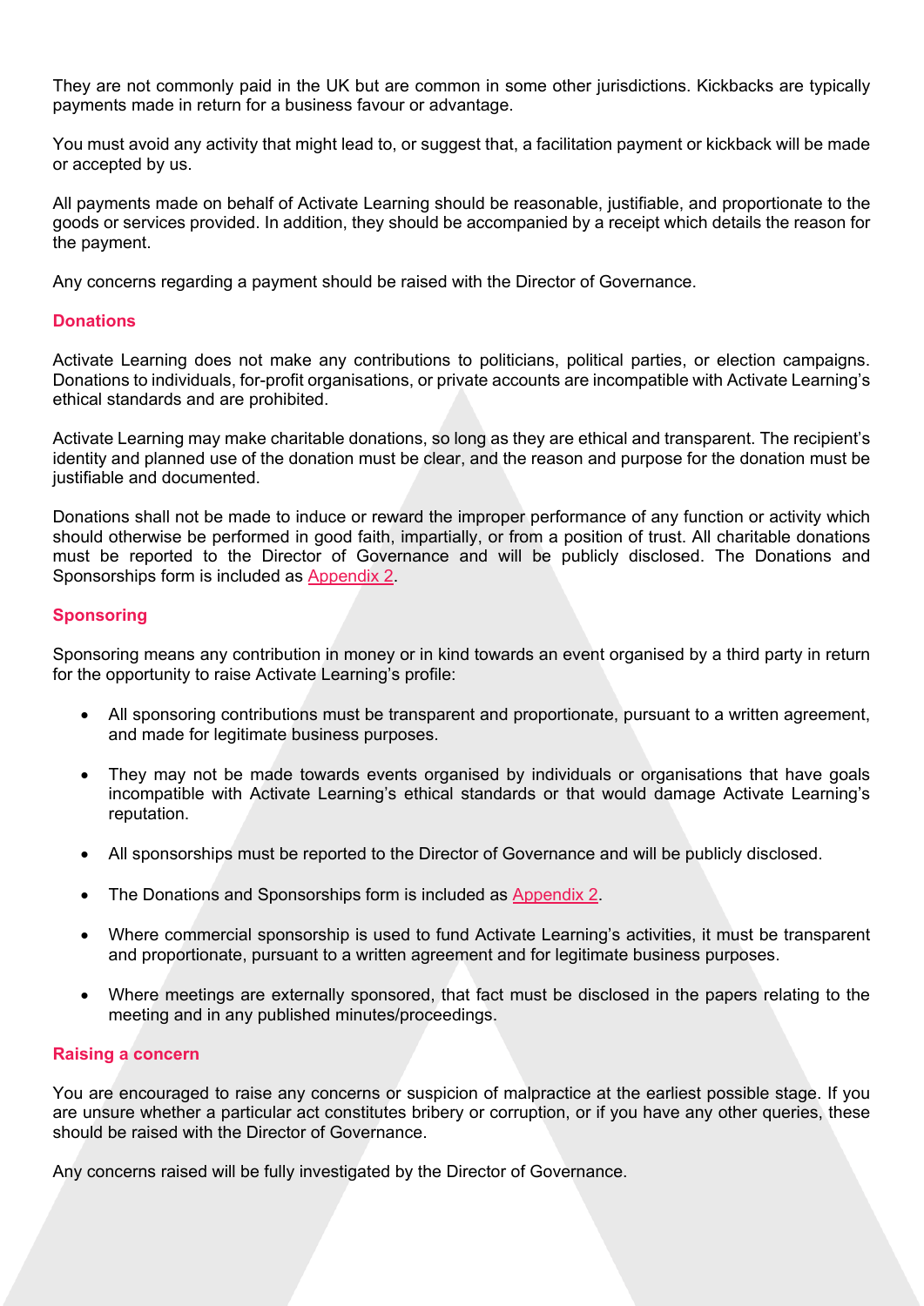They are not commonly paid in the UK but are common in some other jurisdictions. Kickbacks are typically payments made in return for a business favour or advantage.

You must avoid any activity that might lead to, or suggest that, a facilitation payment or kickback will be made or accepted by us.

All payments made on behalf of Activate Learning should be reasonable, justifiable, and proportionate to the goods or services provided. In addition, they should be accompanied by a receipt which details the reason for the payment.

Any concerns regarding a payment should be raised with the Director of Governance.

## Donations

Activate Learning does not make any contributions to politicians, political parties, or election campaigns. Donations to individuals, for-profit organisations, or private accounts are incompatible with Activate Learning's ethical standards and are prohibited.

Activate Learning may make charitable donations, so long as they are ethical and transparent. The recipient's identity and planned use of the donation must be clear, and the reason and purpose for the donation must be justifiable and documented.

Donations shall not be made to induce or reward the improper performance of any function or activity which should otherwise be performed in good faith, impartially, or from a position of trust. All charitable donations must be reported to the Director of Governance and will be publicly disclosed. The Donations and Sponsorships form is included as Appendix 2.

## Sponsoring

Sponsoring means any contribution in money or in kind towards an event organised by a third party in return for the opportunity to raise Activate Learning's profile:

- All sponsoring contributions must be transparent and proportionate, pursuant to a written agreement, and made for legitimate business purposes.
- They may not be made towards events organised by individuals or organisations that have goals incompatible with Activate Learning's ethical standards or that would damage Activate Learning's reputation.
- All sponsorships must be reported to the Director of Governance and will be publicly disclosed.
- The Donations and Sponsorships form is included as Appendix 2.
- Where commercial sponsorship is used to fund Activate Learning's activities, it must be transparent and proportionate, pursuant to a written agreement and for legitimate business purposes.
- Where meetings are externally sponsored, that fact must be disclosed in the papers relating to the meeting and in any published minutes/proceedings.

## Raising a concern

You are encouraged to raise any concerns or suspicion of malpractice at the earliest possible stage. If you are unsure whether a particular act constitutes bribery or corruption, or if you have any other queries, these should be raised with the Director of Governance.

Any concerns raised will be fully investigated by the Director of Governance.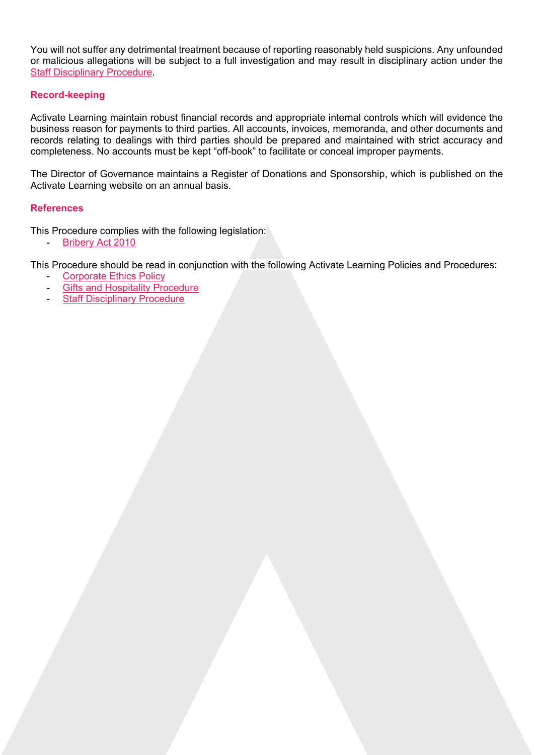You will not suffer any detrimental treatment because of reporting reasonably held suspicions. Any unfounded or malicious allegations will be subject to a full investigation and may result in disciplinary action under the Staff Disciplinary Procedure.

## Record-keeping

Activate Learning maintain robust financial records and appropriate internal controls which will evidence the business reason for payments to third parties. All accounts, invoices, memoranda, and other documents and records relating to dealings with third parties should be prepared and maintained with strict accuracy and completeness. No accounts must be kept "off-book" to facilitate or conceal improper payments.

The Director of Governance maintains a Register of Donations and Sponsorship, which is published on the Activate Learning website on an annual basis.

## References

This Procedure complies with the following legislation:

- Bribery Act 2010

This Procedure should be read in conjunction with the following Activate Learning Policies and Procedures:

- Corporate Ethics Policy
- Gifts and Hospitality Procedure
- Staff Disciplinary Procedure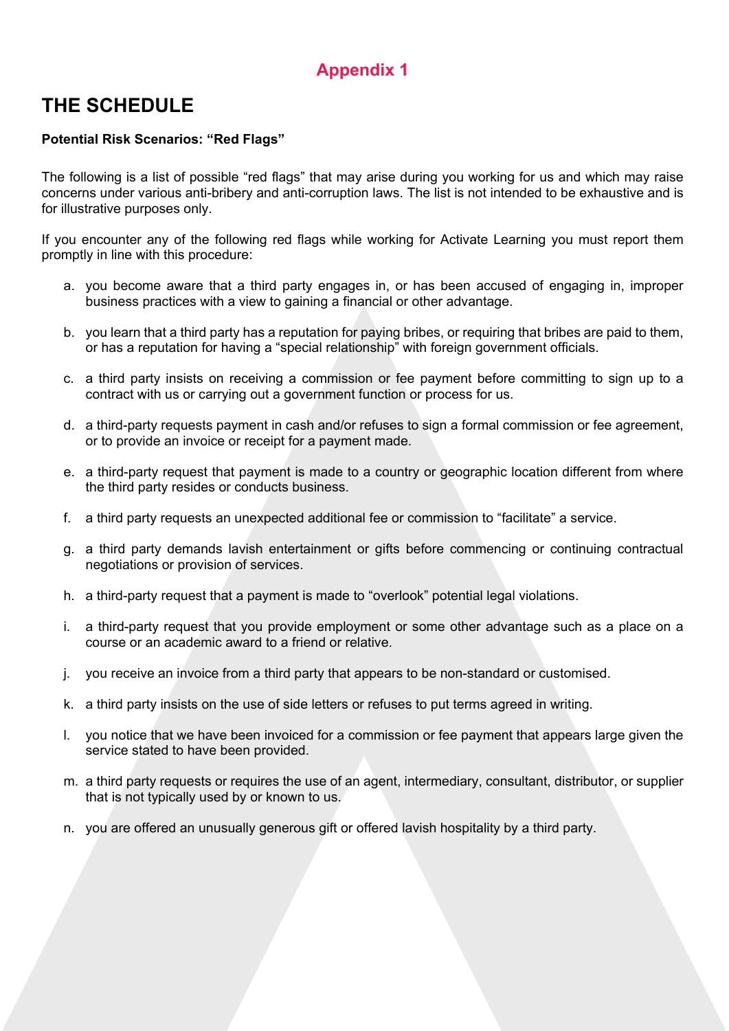## Appendix 1

# THE SCHEDULE

**Potential Risk Scenarios: "Red Flags"**

The following is a list of possible "red flags" that may arise during you working for us and which may raise concerns under various anti-bribery and anti-corruption laws. The list is not intended to be exhaustive and is for illustrative purposes only.

If you encounter any of the following red flags while working for Activate Learning you must report them promptly in line with this procedure:

a. you become aware that a third party engages in, or has been accused of engaging in, improper business practices with a view to gaining a financial or other advantage.

b. you learn that a third party has a reputation for paying bribes, or requiring that bribes are paid to them, or has a reputation for having a "special relationship" with foreign government officials.

c. a third party insists on receiving a commission or fee payment before committing to sign up to a contract with us or carrying out a government function or process for us.

d. a third-party requests payment in cash and/or refuses to sign a formal commission or fee agreement, or to provide an invoice or receipt for a payment made.

e. a third-party request that payment is made to a country or geographic location different from where the third party resides or conducts business.

f. a third party requests an unexpected additional fee or commission to "facilitate" a service.

g. a third party demands lavish entertainment or gifts before commencing or continuing contractual negotiations or provision of services.

h. a third-party request that a payment is made to "overlook" potential legal violations.

i. a third-party request that you provide employment or some other advantage such as a place on a course or an academic award to a friend or relative.

j. you receive an invoice from a third party that appears to be non-standard or customised.

k. a third party insists on the use of side letters or refuses to put terms agreed in writing.

l. you notice that we have been invoiced for a commission or fee payment that appears large given the service stated to have been provided.

m. a third party requests or requires the use of an agent, intermediary, consultant, distributor, or supplier that is not typically used by or known to us.

n. you are offered an unusually generous gift or offered lavish hospitality by a third party.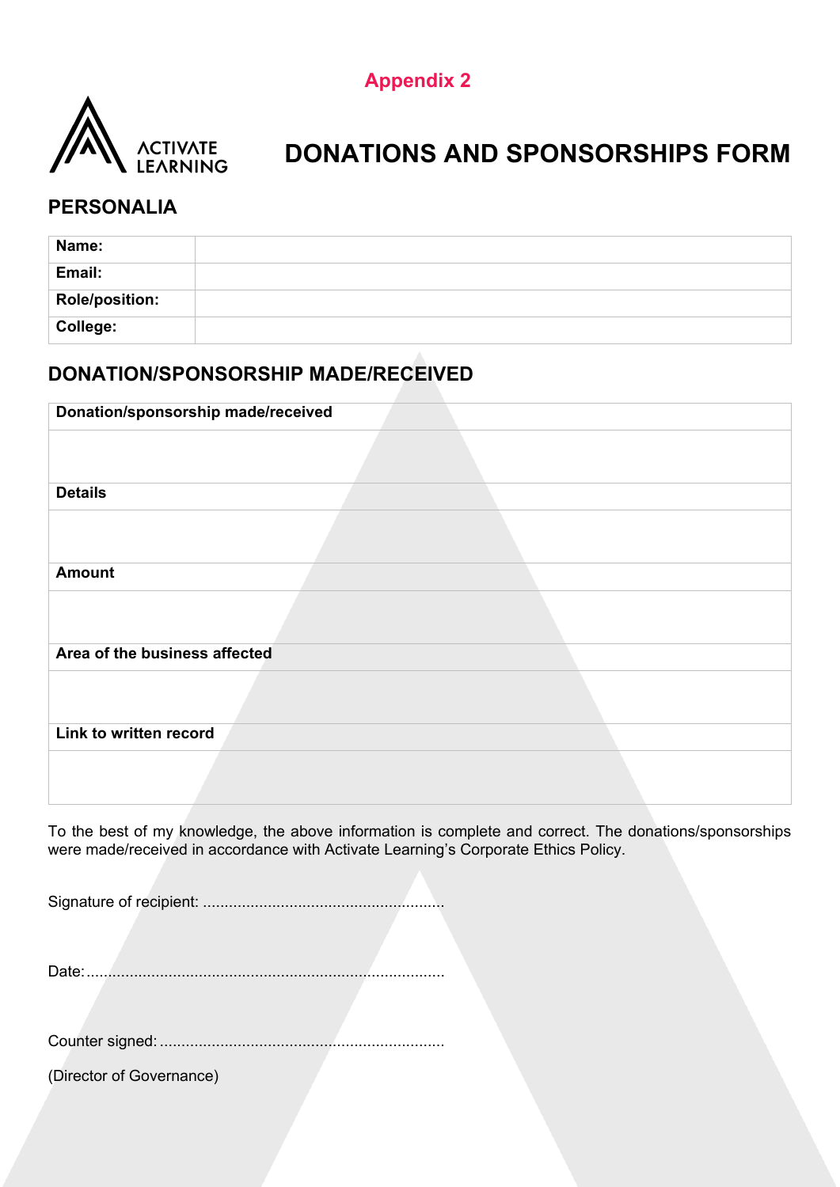Appendix 2

ACTIVATE LEARNING

# DONATIONS AND SPONSORSHIPS FORM

## PERSONALIA

| | |
|---|---|
| **Name:** | |
| **Email:** | |
| **Role/position:** | |
| **College:** | |

## DONATION/SPONSORSHIP MADE/RECEIVED

| |
|---|
| **Donation/sponsorship made/received** |
| |
| **Details** |
| |
| **Amount** |
| |
| **Area of the business affected** |
| |
| **Link to written record** |
| |

To the best of my knowledge, the above information is complete and correct. The donations/sponsorships were made/received in accordance with Activate Learning's Corporate Ethics Policy.

Signature of recipient: .......................................................

Date: ..................................................................................

Counter signed: .................................................................

(Director of Governance)